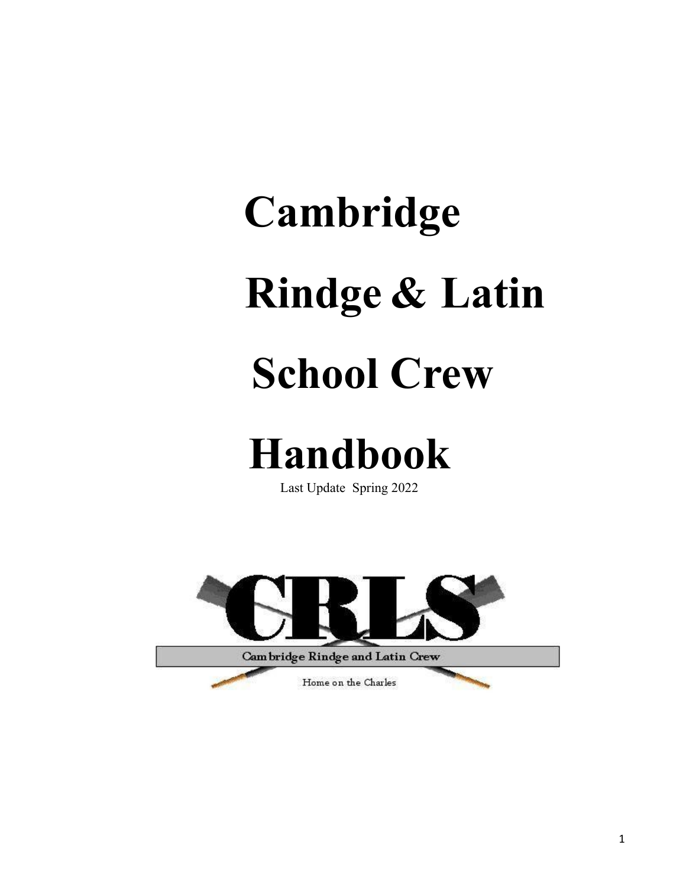# Cambridge Rindge & Latin School Crew Handbook

Last Update Spring 2022

CRLS

Cambridge Rindge and Latin Crew

Home on the Charles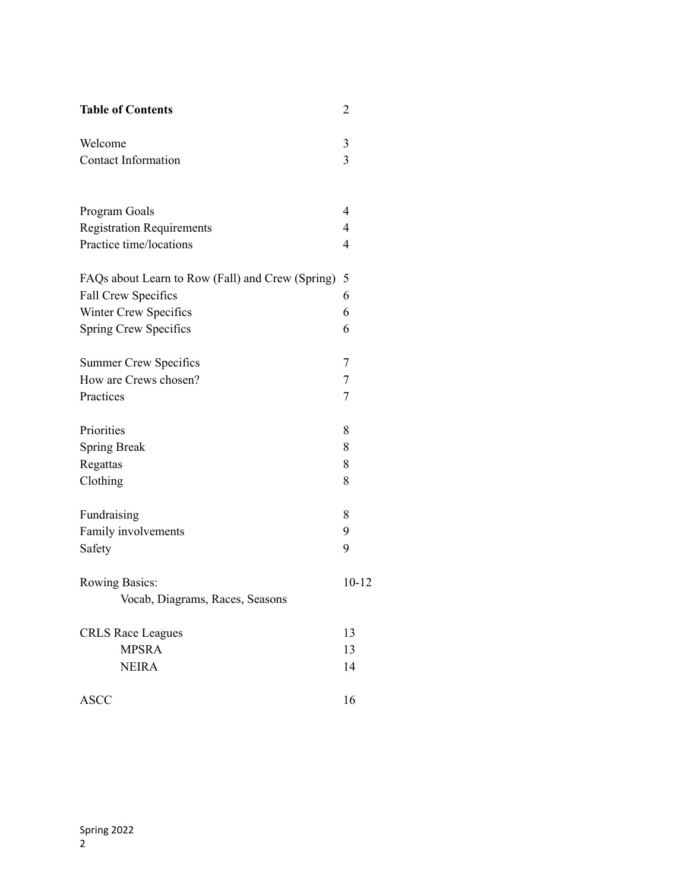| **Table of Contents** | 2 |
|---|---|
| Welcome | 3 |
| Contact Information | 3 |
| | |
| Program Goals | 4 |
| Registration Requirements | 4 |
| Practice time/locations | 4 |
| | |
| FAQs about Learn to Row (Fall) and Crew (Spring) | 5 |
| Fall Crew Specifics | 6 |
| Winter Crew Specifics | 6 |
| Spring Crew Specifics | 6 |
| | |
| Summer Crew Specifics | 7 |
| How are Crews chosen? | 7 |
| Practices | 7 |
| | |
| Priorities | 8 |
| Spring Break | 8 |
| Regattas | 8 |
| Clothing | 8 |
| | |
| Fundraising | 8 |
| Family involvements | 9 |
| Safety | 9 |
| | |
| Rowing Basics: | 10-12 |
| Vocab, Diagrams, Races, Seasons | |
| | |
| CRLS Race Leagues | 13 |
| MPSRA | 13 |
| NEIRA | 14 |
| | |
| ASCC | 16 |

Spring 2022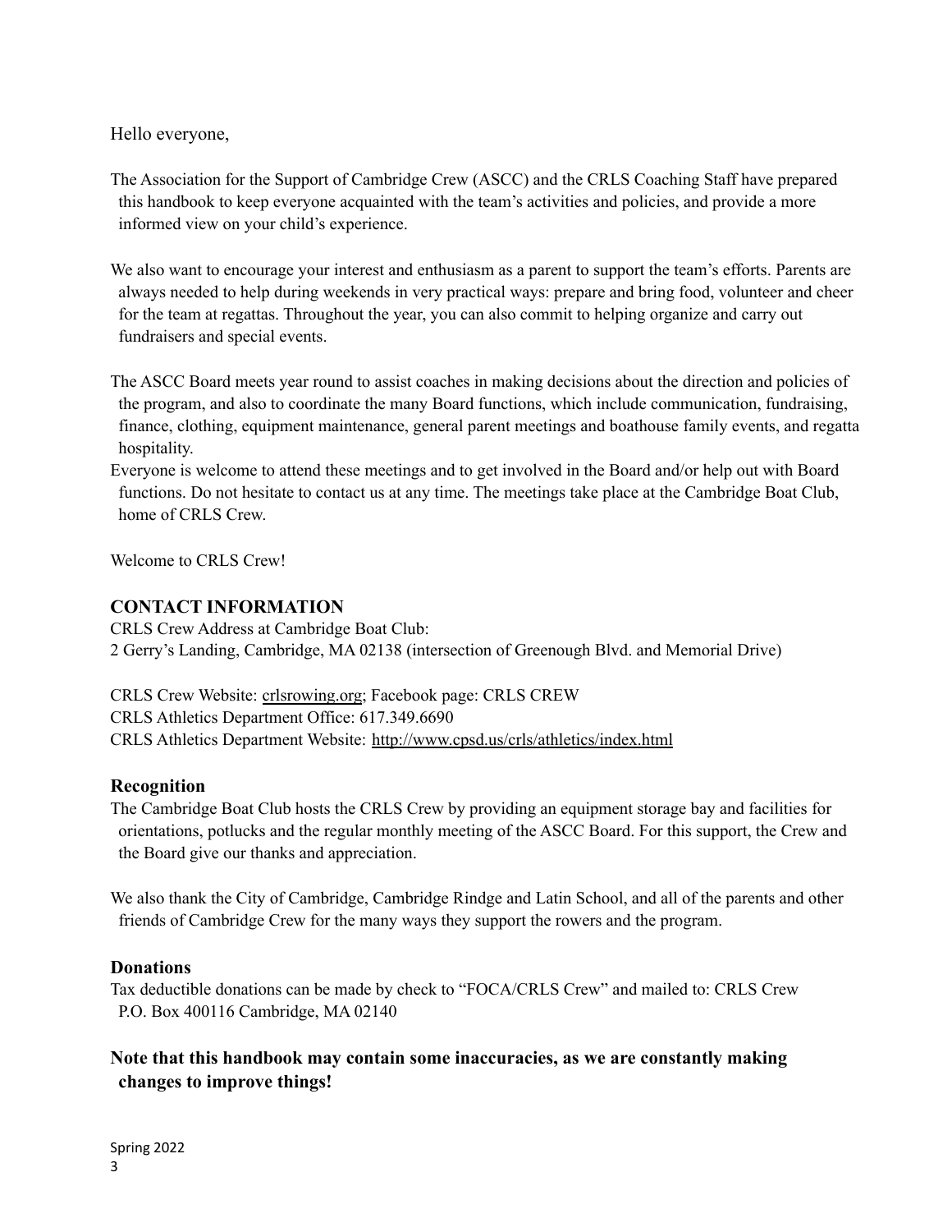Hello everyone,

The Association for the Support of Cambridge Crew (ASCC) and the CRLS Coaching Staff have prepared this handbook to keep everyone acquainted with the team's activities and policies, and provide a more informed view on your child's experience.

We also want to encourage your interest and enthusiasm as a parent to support the team's efforts. Parents are always needed to help during weekends in very practical ways: prepare and bring food, volunteer and cheer for the team at regattas. Throughout the year, you can also commit to helping organize and carry out fundraisers and special events.

The ASCC Board meets year round to assist coaches in making decisions about the direction and policies of the program, and also to coordinate the many Board functions, which include communication, fundraising, finance, clothing, equipment maintenance, general parent meetings and boathouse family events, and regatta hospitality.
Everyone is welcome to attend these meetings and to get involved in the Board and/or help out with Board functions. Do not hesitate to contact us at any time. The meetings take place at the Cambridge Boat Club, home of CRLS Crew.

Welcome to CRLS Crew!

## CONTACT INFORMATION

CRLS Crew Address at Cambridge Boat Club:
2 Gerry's Landing, Cambridge, MA 02138 (intersection of Greenough Blvd. and Memorial Drive)

CRLS Crew Website: crlsrowing.org; Facebook page: CRLS CREW
CRLS Athletics Department Office: 617.349.6690
CRLS Athletics Department Website: http://www.cpsd.us/crls/athletics/index.html

### Recognition

The Cambridge Boat Club hosts the CRLS Crew by providing an equipment storage bay and facilities for orientations, potlucks and the regular monthly meeting of the ASCC Board. For this support, the Crew and the Board give our thanks and appreciation.

We also thank the City of Cambridge, Cambridge Rindge and Latin School, and all of the parents and other friends of Cambridge Crew for the many ways they support the rowers and the program.

### Donations

Tax deductible donations can be made by check to "FOCA/CRLS Crew" and mailed to: CRLS Crew P.O. Box 400116 Cambridge, MA 02140

**Note that this handbook may contain some inaccuracies, as we are constantly making changes to improve things!**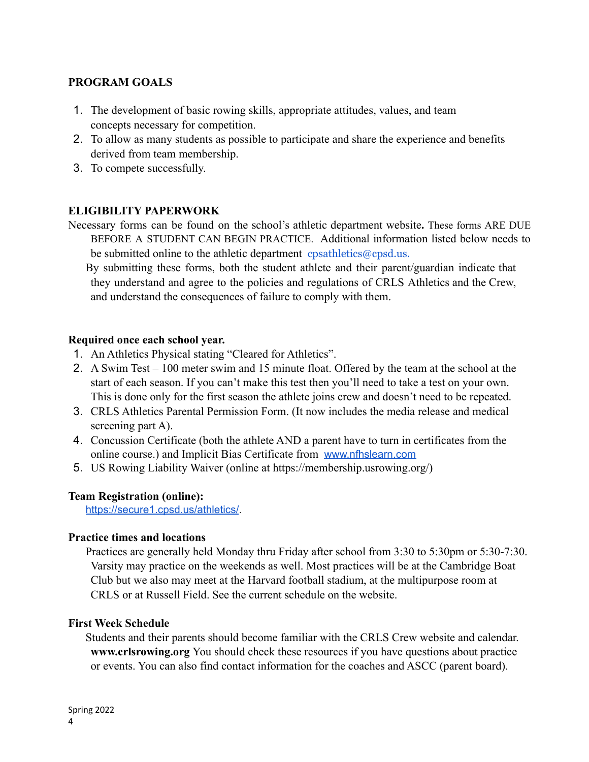## PROGRAM GOALS

1. The development of basic rowing skills, appropriate attitudes, values, and team concepts necessary for competition.
2. To allow as many students as possible to participate and share the experience and benefits derived from team membership.
3. To compete successfully.

## ELIGIBILITY PAPERWORK

Necessary forms can be found on the school's athletic department website**.** These forms ARE DUE BEFORE A STUDENT CAN BEGIN PRACTICE. Additional information listed below needs to be submitted online to the athletic department cpsathletics@cpsd.us.

By submitting these forms, both the student athlete and their parent/guardian indicate that they understand and agree to the policies and regulations of CRLS Athletics and the Crew, and understand the consequences of failure to comply with them.

### Required once each school year.

1. An Athletics Physical stating "Cleared for Athletics".
2. A Swim Test – 100 meter swim and 15 minute float. Offered by the team at the school at the start of each season. If you can't make this test then you'll need to take a test on your own. This is done only for the first season the athlete joins crew and doesn't need to be repeated.
3. CRLS Athletics Parental Permission Form. (It now includes the media release and medical screening part A).
4. Concussion Certificate (both the athlete AND a parent have to turn in certificates from the online course.) and Implicit Bias Certificate from www.nfhslearn.com
5. US Rowing Liability Waiver (online at https://membership.usrowing.org/)

### Team Registration (online):

https://secure1.cpsd.us/athletics/.

### Practice times and locations

Practices are generally held Monday thru Friday after school from 3:30 to 5:30pm or 5:30-7:30. Varsity may practice on the weekends as well. Most practices will be at the Cambridge Boat Club but we also may meet at the Harvard football stadium, at the multipurpose room at CRLS or at Russell Field. See the current schedule on the website.

### First Week Schedule

Students and their parents should become familiar with the CRLS Crew website and calendar. **www.crlsrowing.org** You should check these resources if you have questions about practice or events. You can also find contact information for the coaches and ASCC (parent board).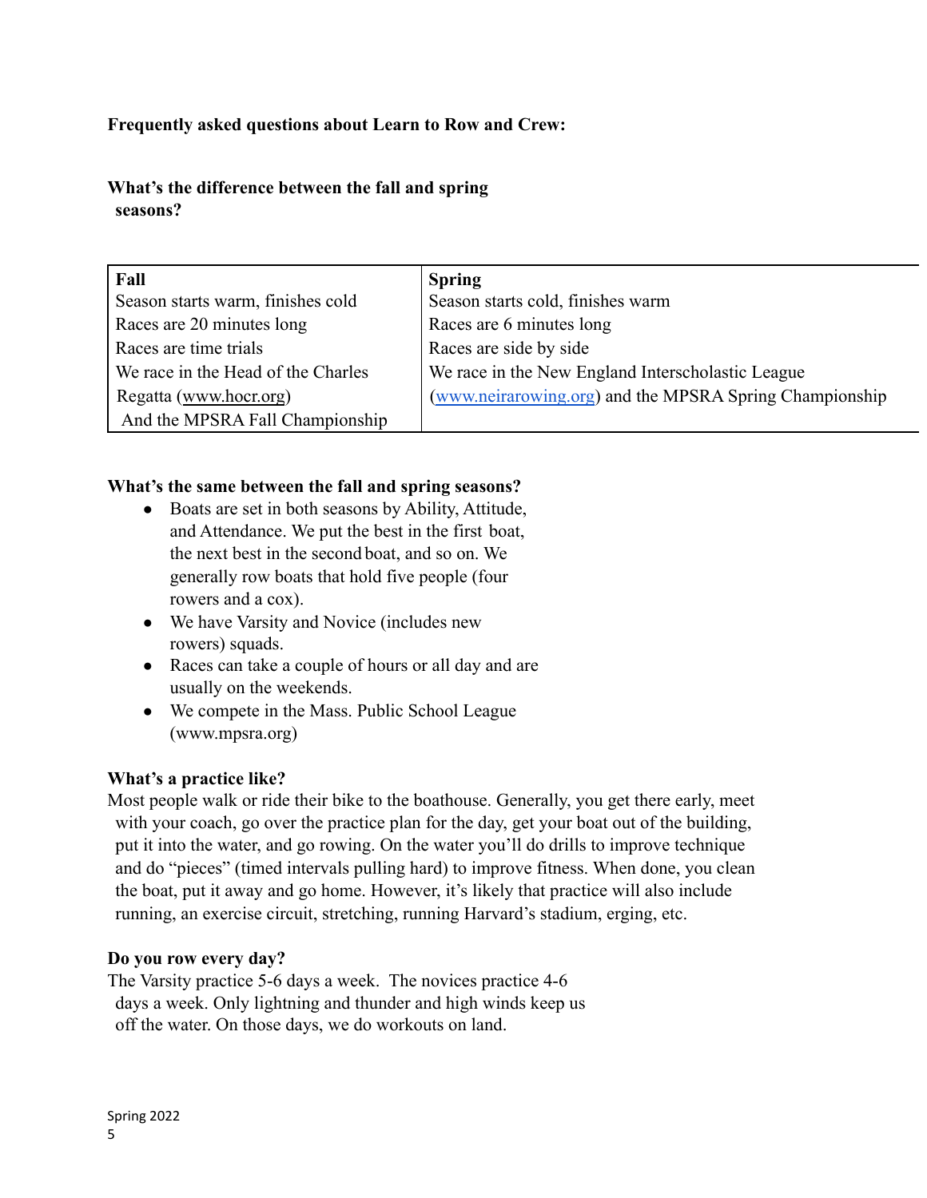**Frequently asked questions about Learn to Row and Crew:**

**What's the difference between the fall and spring seasons?**

| Fall | Spring |
|---|---|
| Season starts warm, finishes cold | Season starts cold, finishes warm |
| Races are 20 minutes long | Races are 6 minutes long |
| Races are time trials | Races are side by side |
| We race in the Head of the Charles Regatta (www.hocr.org) And the MPSRA Fall Championship | We race in the New England Interscholastic League (www.neirarowing.org) and the MPSRA Spring Championship |

**What's the same between the fall and spring seasons?**

- Boats are set in both seasons by Ability, Attitude, and Attendance. We put the best in the first boat, the next best in the second boat, and so on. We generally row boats that hold five people (four rowers and a cox).
- We have Varsity and Novice (includes new rowers) squads.
- Races can take a couple of hours or all day and are usually on the weekends.
- We compete in the Mass. Public School League (www.mpsra.org)

**What's a practice like?**

Most people walk or ride their bike to the boathouse. Generally, you get there early, meet with your coach, go over the practice plan for the day, get your boat out of the building, put it into the water, and go rowing. On the water you'll do drills to improve technique and do "pieces" (timed intervals pulling hard) to improve fitness. When done, you clean the boat, put it away and go home. However, it's likely that practice will also include running, an exercise circuit, stretching, running Harvard's stadium, erging, etc.

**Do you row every day?**

The Varsity practice 5-6 days a week. The novices practice 4-6 days a week. Only lightning and thunder and high winds keep us off the water. On those days, we do workouts on land.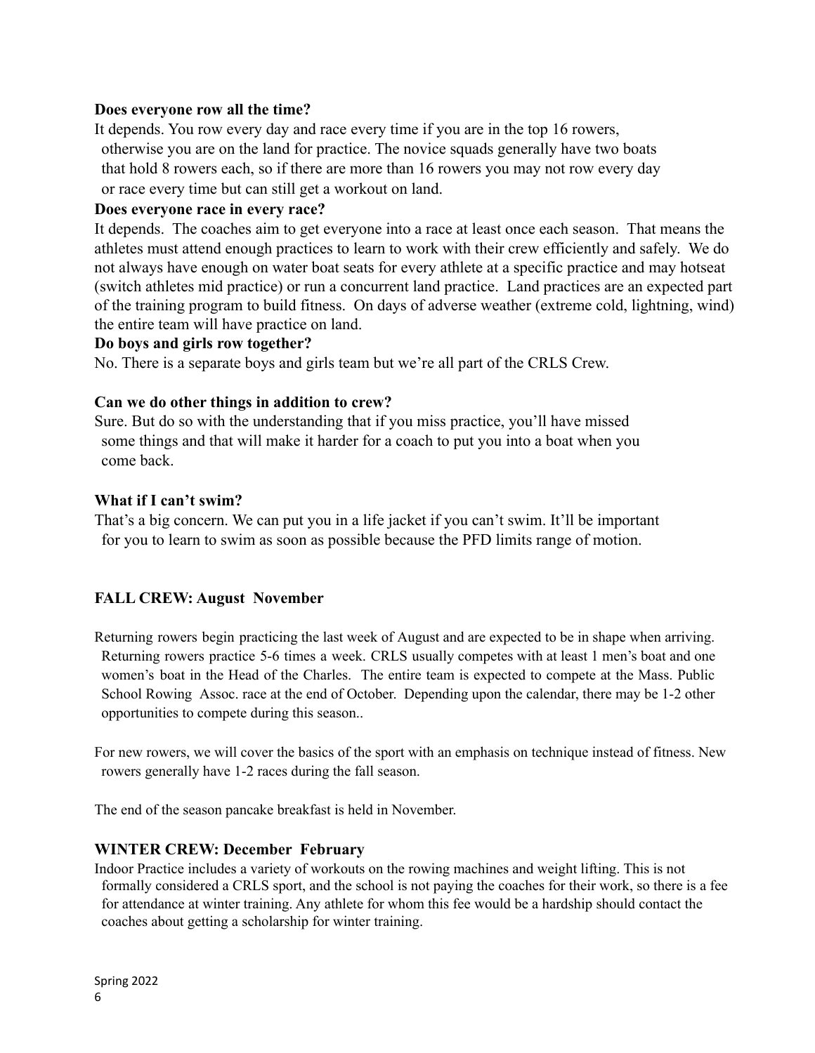**Does everyone row all the time?**

It depends. You row every day and race every time if you are in the top 16 rowers, otherwise you are on the land for practice. The novice squads generally have two boats that hold 8 rowers each, so if there are more than 16 rowers you may not row every day or race every time but can still get a workout on land.

**Does everyone race in every race?**

It depends. The coaches aim to get everyone into a race at least once each season. That means the athletes must attend enough practices to learn to work with their crew efficiently and safely. We do not always have enough on water boat seats for every athlete at a specific practice and may hotseat (switch athletes mid practice) or run a concurrent land practice. Land practices are an expected part of the training program to build fitness. On days of adverse weather (extreme cold, lightning, wind) the entire team will have practice on land.

**Do boys and girls row together?**

No. There is a separate boys and girls team but we're all part of the CRLS Crew.

**Can we do other things in addition to crew?**

Sure. But do so with the understanding that if you miss practice, you'll have missed some things and that will make it harder for a coach to put you into a boat when you come back.

**What if I can't swim?**

That's a big concern. We can put you in a life jacket if you can't swim. It'll be important for you to learn to swim as soon as possible because the PFD limits range of motion.

## FALL CREW: August November

Returning rowers begin practicing the last week of August and are expected to be in shape when arriving. Returning rowers practice 5-6 times a week. CRLS usually competes with at least 1 men's boat and one women's boat in the Head of the Charles. The entire team is expected to compete at the Mass. Public School Rowing Assoc. race at the end of October. Depending upon the calendar, there may be 1-2 other opportunities to compete during this season..

For new rowers, we will cover the basics of the sport with an emphasis on technique instead of fitness. New rowers generally have 1-2 races during the fall season.

The end of the season pancake breakfast is held in November.

## WINTER CREW: December February

Indoor Practice includes a variety of workouts on the rowing machines and weight lifting. This is not formally considered a CRLS sport, and the school is not paying the coaches for their work, so there is a fee for attendance at winter training. Any athlete for whom this fee would be a hardship should contact the coaches about getting a scholarship for winter training.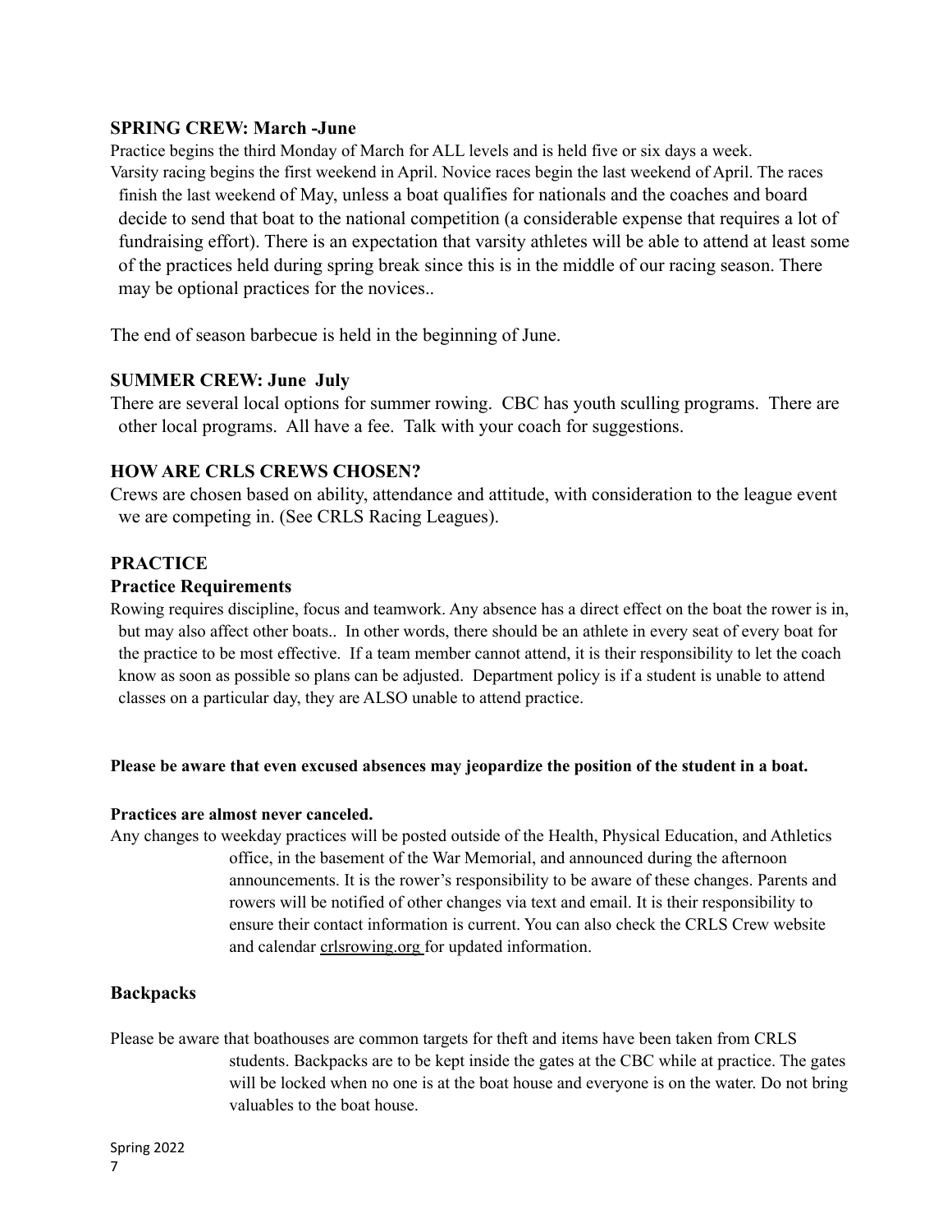### SPRING CREW: March -June

Practice begins the third Monday of March for ALL levels and is held five or six days a week. Varsity racing begins the first weekend in April. Novice races begin the last weekend of April. The races finish the last weekend of May, unless a boat qualifies for nationals and the coaches and board decide to send that boat to the national competition (a considerable expense that requires a lot of fundraising effort). There is an expectation that varsity athletes will be able to attend at least some of the practices held during spring break since this is in the middle of our racing season. There may be optional practices for the novices..

The end of season barbecue is held in the beginning of June.

### SUMMER CREW: June  July

There are several local options for summer rowing.  CBC has youth sculling programs.  There are other local programs.  All have a fee.  Talk with your coach for suggestions.

### HOW ARE CRLS CREWS CHOSEN?

Crews are chosen based on ability, attendance and attitude, with consideration to the league event we are competing in. (See CRLS Racing Leagues).

### PRACTICE

#### Practice Requirements

Rowing requires discipline, focus and teamwork. Any absence has a direct effect on the boat the rower is in, but may also affect other boats..  In other words, there should be an athlete in every seat of every boat for the practice to be most effective.  If a team member cannot attend, it is their responsibility to let the coach know as soon as possible so plans can be adjusted.  Department policy is if a student is unable to attend classes on a particular day, they are ALSO unable to attend practice.

**Please be aware that even excused absences may jeopardize the position of the student in a boat.**

**Practices are almost never canceled.**

Any changes to weekday practices will be posted outside of the Health, Physical Education, and Athletics office, in the basement of the War Memorial, and announced during the afternoon announcements. It is the rower's responsibility to be aware of these changes. Parents and rowers will be notified of other changes via text and email. It is their responsibility to ensure their contact information is current. You can also check the CRLS Crew website and calendar crlsrowing.org for updated information.

### Backpacks

Please be aware that boathouses are common targets for theft and items have been taken from CRLS students. Backpacks are to be kept inside the gates at the CBC while at practice. The gates will be locked when no one is at the boat house and everyone is on the water. Do not bring valuables to the boat house.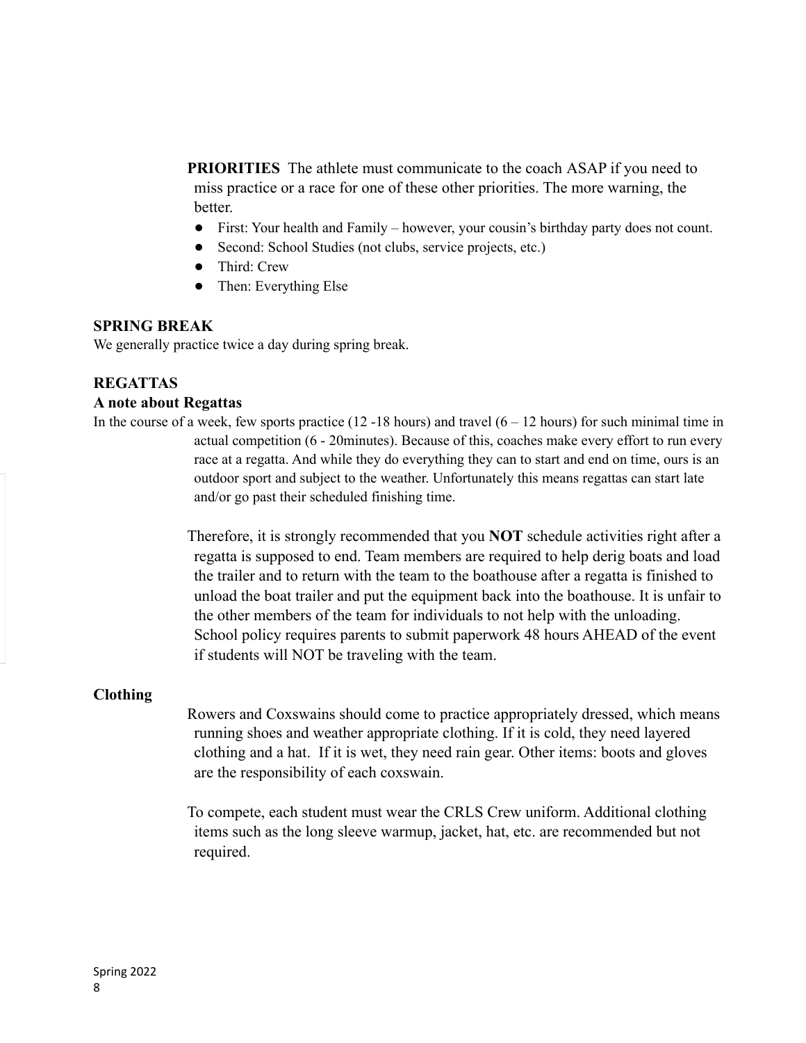**PRIORITIES** The athlete must communicate to the coach ASAP if you need to miss practice or a race for one of these other priorities. The more warning, the better.

- First: Your health and Family – however, your cousin's birthday party does not count.
- Second: School Studies (not clubs, service projects, etc.)
- Third: Crew
- Then: Everything Else

## SPRING BREAK

We generally practice twice a day during spring break.

## REGATTAS

### A note about Regattas

In the course of a week, few sports practice (12 -18 hours) and travel (6 – 12 hours) for such minimal time in actual competition (6 - 20minutes). Because of this, coaches make every effort to run every race at a regatta. And while they do everything they can to start and end on time, ours is an outdoor sport and subject to the weather. Unfortunately this means regattas can start late and/or go past their scheduled finishing time.

Therefore, it is strongly recommended that you **NOT** schedule activities right after a regatta is supposed to end. Team members are required to help derig boats and load the trailer and to return with the team to the boathouse after a regatta is finished to unload the boat trailer and put the equipment back into the boathouse. It is unfair to the other members of the team for individuals to not help with the unloading. School policy requires parents to submit paperwork 48 hours AHEAD of the event if students will NOT be traveling with the team.

### Clothing

Rowers and Coxswains should come to practice appropriately dressed, which means running shoes and weather appropriate clothing. If it is cold, they need layered clothing and a hat. If it is wet, they need rain gear. Other items: boots and gloves are the responsibility of each coxswain.

To compete, each student must wear the CRLS Crew uniform. Additional clothing items such as the long sleeve warmup, jacket, hat, etc. are recommended but not required.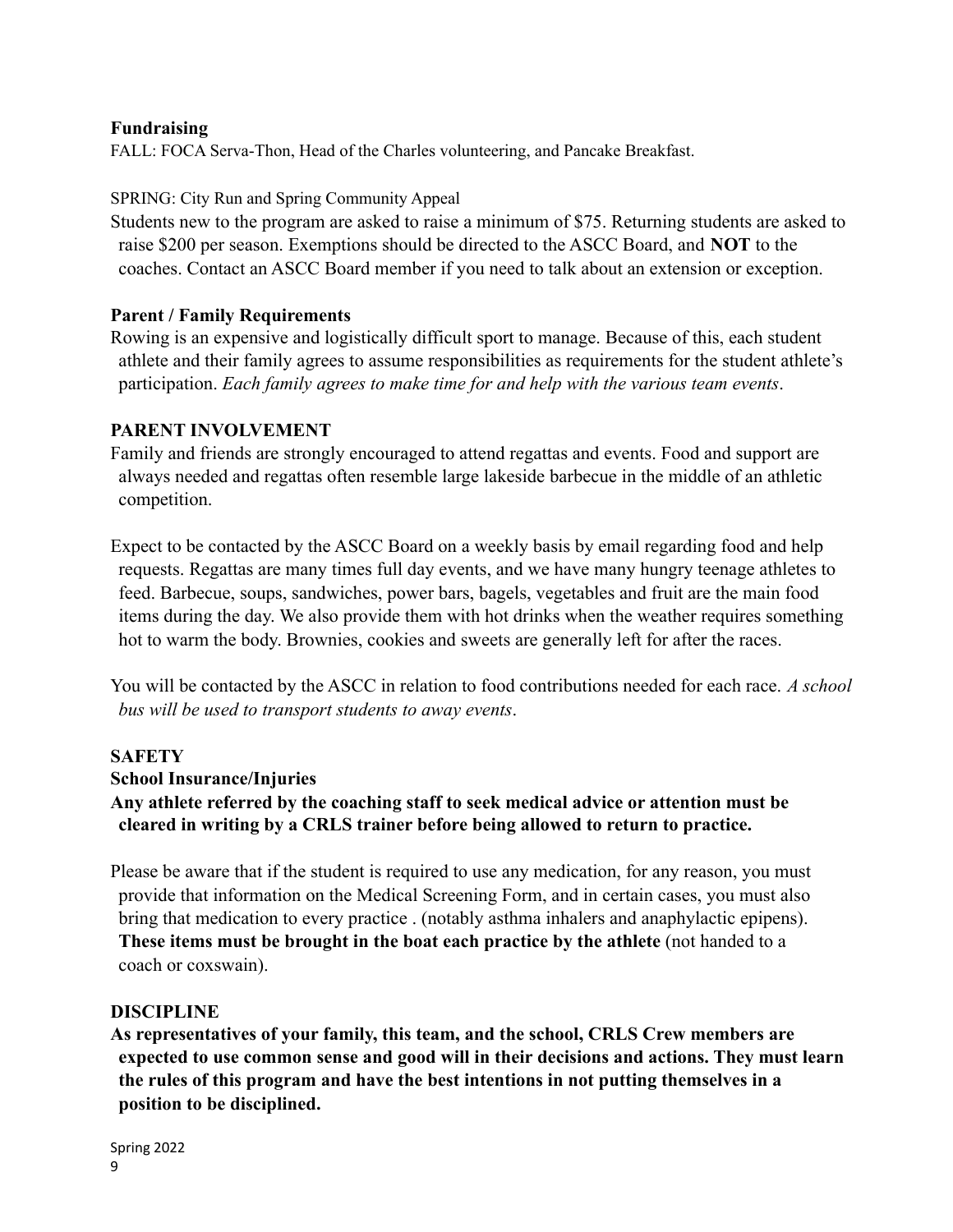**Fundraising**

FALL: FOCA Serva-Thon, Head of the Charles volunteering, and Pancake Breakfast.

SPRING: City Run and Spring Community Appeal

Students new to the program are asked to raise a minimum of $75. Returning students are asked to raise $200 per season. Exemptions should be directed to the ASCC Board, and **NOT** to the coaches. Contact an ASCC Board member if you need to talk about an extension or exception.

**Parent / Family Requirements**

Rowing is an expensive and logistically difficult sport to manage. Because of this, each student athlete and their family agrees to assume responsibilities as requirements for the student athlete's participation. *Each family agrees to make time for and help with the various team events*.

**PARENT INVOLVEMENT**

Family and friends are strongly encouraged to attend regattas and events. Food and support are always needed and regattas often resemble large lakeside barbecue in the middle of an athletic competition.

Expect to be contacted by the ASCC Board on a weekly basis by email regarding food and help requests. Regattas are many times full day events, and we have many hungry teenage athletes to feed. Barbecue, soups, sandwiches, power bars, bagels, vegetables and fruit are the main food items during the day. We also provide them with hot drinks when the weather requires something hot to warm the body. Brownies, cookies and sweets are generally left for after the races.

You will be contacted by the ASCC in relation to food contributions needed for each race. *A school bus will be used to transport students to away events*.

**SAFETY**

**School Insurance/Injuries**

**Any athlete referred by the coaching staff to seek medical advice or attention must be cleared in writing by a CRLS trainer before being allowed to return to practice.**

Please be aware that if the student is required to use any medication, for any reason, you must provide that information on the Medical Screening Form, and in certain cases, you must also bring that medication to every practice . (notably asthma inhalers and anaphylactic epipens). **These items must be brought in the boat each practice by the athlete** (not handed to a coach or coxswain).

**DISCIPLINE**

**As representatives of your family, this team, and the school, CRLS Crew members are expected to use common sense and good will in their decisions and actions. They must learn the rules of this program and have the best intentions in not putting themselves in a position to be disciplined.**

Spring 2022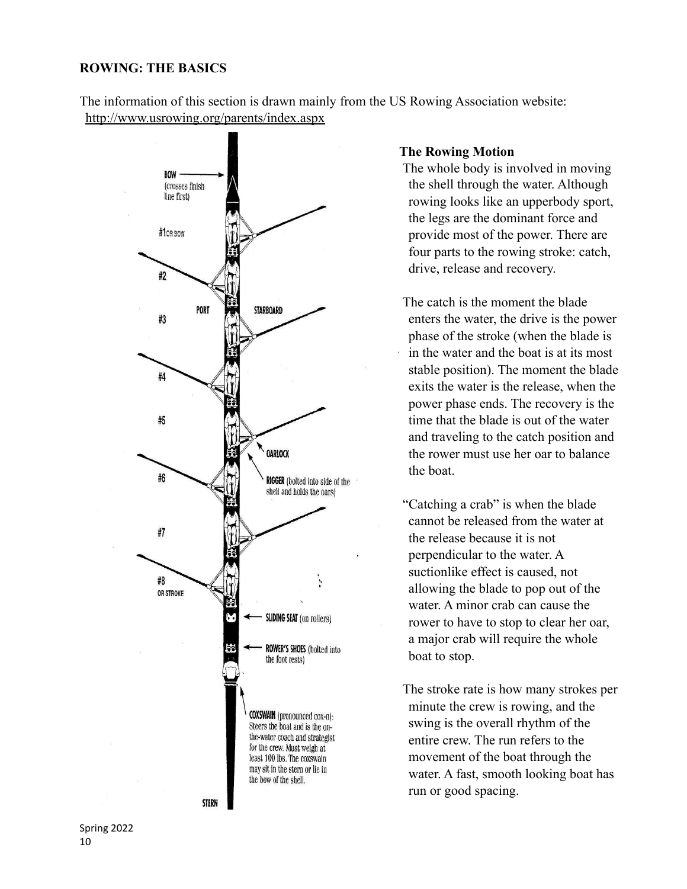**ROWING: THE BASICS**

The information of this section is drawn mainly from the US Rowing Association website: http://www.usrowing.org/parents/index.aspx

**The Rowing Motion**

The whole body is involved in moving the shell through the water. Although rowing looks like an upperbody sport, the legs are the dominant force and provide most of the power. There are four parts to the rowing stroke: catch, drive, release and recovery.

The catch is the moment the blade enters the water, the drive is the power phase of the stroke (when the blade is in the water and the boat is at its most stable position). The moment the blade exits the water is the release, when the power phase ends. The recovery is the time that the blade is out of the water and traveling to the catch position and the rower must use her oar to balance the boat.

"Catching a crab" is when the blade cannot be released from the water at the release because it is not perpendicular to the water. A suctionlike effect is caused, not allowing the blade to pop out of the water. A minor crab can cause the rower to have to stop to clear her oar, a major crab will require the whole boat to stop.

The stroke rate is how many strokes per minute the crew is rowing, and the swing is the overall rhythm of the entire crew. The run refers to the movement of the boat through the water. A fast, smooth looking boat has run or good spacing.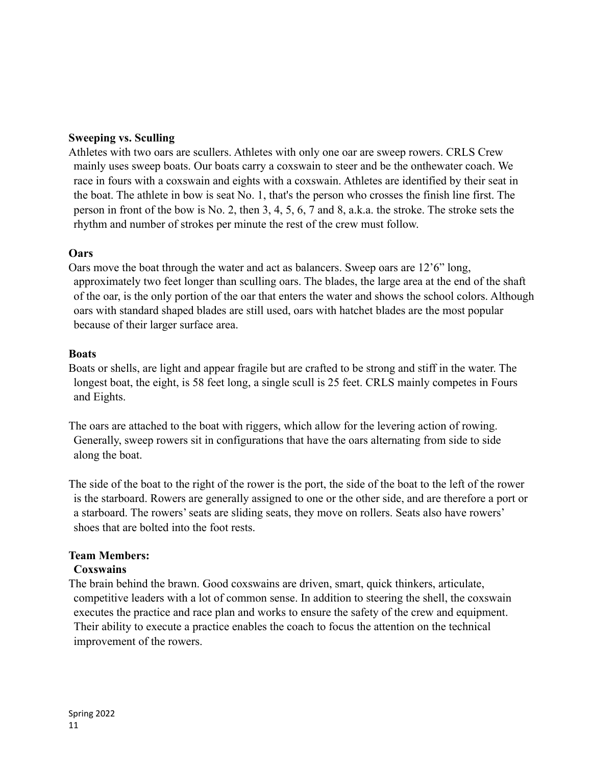**Sweeping vs. Sculling**

Athletes with two oars are scullers. Athletes with only one oar are sweep rowers. CRLS Crew mainly uses sweep boats. Our boats carry a coxswain to steer and be the onthewater coach. We race in fours with a coxswain and eights with a coxswain. Athletes are identified by their seat in the boat. The athlete in bow is seat No. 1, that's the person who crosses the finish line first. The person in front of the bow is No. 2, then 3, 4, 5, 6, 7 and 8, a.k.a. the stroke. The stroke sets the rhythm and number of strokes per minute the rest of the crew must follow.

**Oars**

Oars move the boat through the water and act as balancers. Sweep oars are 12'6" long, approximately two feet longer than sculling oars. The blades, the large area at the end of the shaft of the oar, is the only portion of the oar that enters the water and shows the school colors. Although oars with standard shaped blades are still used, oars with hatchet blades are the most popular because of their larger surface area.

**Boats**

Boats or shells, are light and appear fragile but are crafted to be strong and stiff in the water. The longest boat, the eight, is 58 feet long, a single scull is 25 feet. CRLS mainly competes in Fours and Eights.

The oars are attached to the boat with riggers, which allow for the levering action of rowing. Generally, sweep rowers sit in configurations that have the oars alternating from side to side along the boat.

The side of the boat to the right of the rower is the port, the side of the boat to the left of the rower is the starboard. Rowers are generally assigned to one or the other side, and are therefore a port or a starboard. The rowers' seats are sliding seats, they move on rollers. Seats also have rowers' shoes that are bolted into the foot rests.

**Team Members:**

**Coxswains**

The brain behind the brawn. Good coxswains are driven, smart, quick thinkers, articulate, competitive leaders with a lot of common sense. In addition to steering the shell, the coxswain executes the practice and race plan and works to ensure the safety of the crew and equipment. Their ability to execute a practice enables the coach to focus the attention on the technical improvement of the rowers.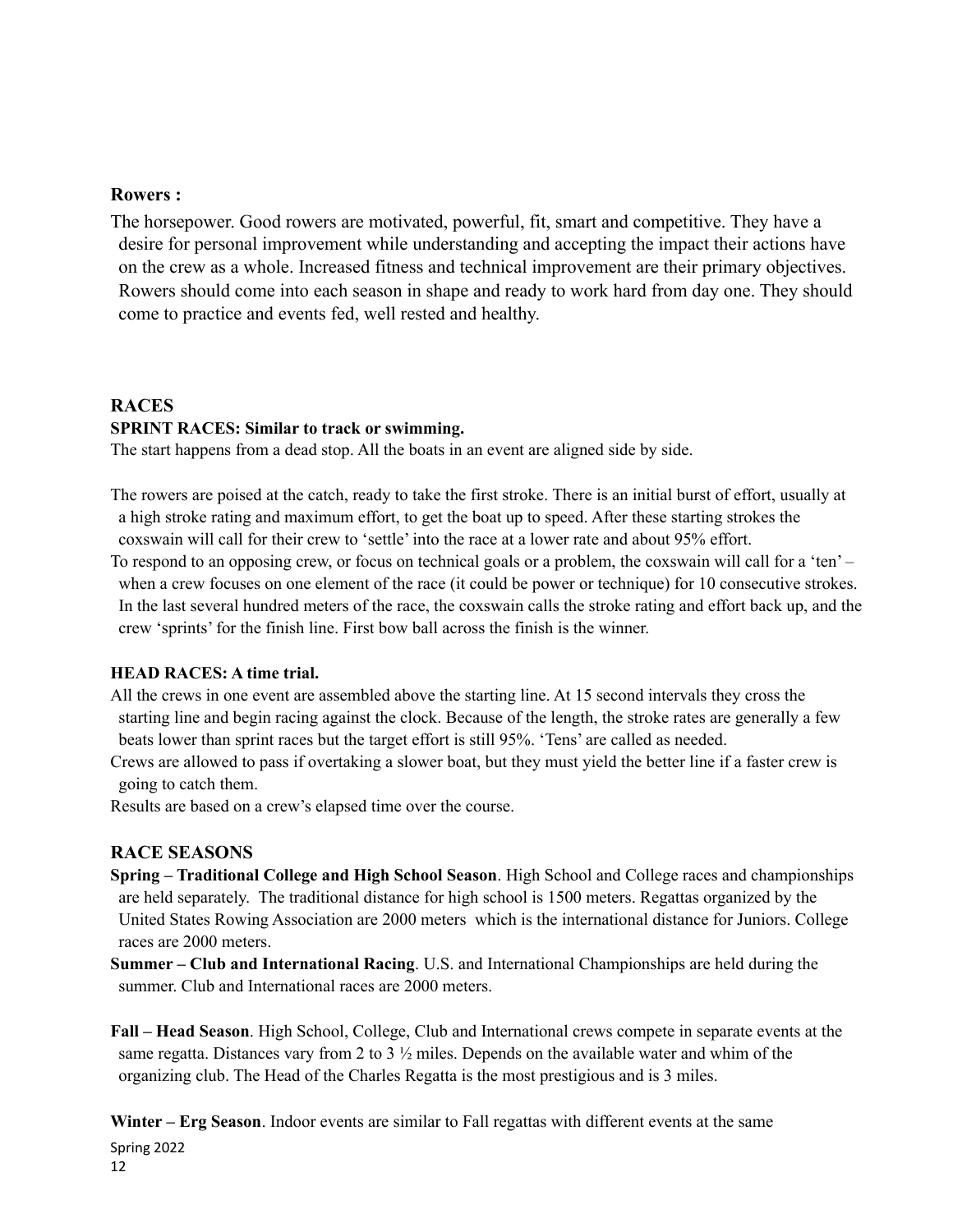**Rowers :**

The horsepower. Good rowers are motivated, powerful, fit, smart and competitive. They have a desire for personal improvement while understanding and accepting the impact their actions have on the crew as a whole. Increased fitness and technical improvement are their primary objectives. Rowers should come into each season in shape and ready to work hard from day one. They should come to practice and events fed, well rested and healthy.

## RACES

**SPRINT RACES: Similar to track or swimming.**

The start happens from a dead stop. All the boats in an event are aligned side by side.

The rowers are poised at the catch, ready to take the first stroke. There is an initial burst of effort, usually at a high stroke rating and maximum effort, to get the boat up to speed. After these starting strokes the coxswain will call for their crew to 'settle' into the race at a lower rate and about 95% effort.

To respond to an opposing crew, or focus on technical goals or a problem, the coxswain will call for a 'ten' – when a crew focuses on one element of the race (it could be power or technique) for 10 consecutive strokes. In the last several hundred meters of the race, the coxswain calls the stroke rating and effort back up, and the crew 'sprints' for the finish line. First bow ball across the finish is the winner.

**HEAD RACES: A time trial.**

All the crews in one event are assembled above the starting line. At 15 second intervals they cross the starting line and begin racing against the clock. Because of the length, the stroke rates are generally a few beats lower than sprint races but the target effort is still 95%. 'Tens' are called as needed.

Crews are allowed to pass if overtaking a slower boat, but they must yield the better line if a faster crew is going to catch them.

Results are based on a crew's elapsed time over the course.

## RACE SEASONS

**Spring – Traditional College and High School Season**. High School and College races and championships are held separately. The traditional distance for high school is 1500 meters. Regattas organized by the United States Rowing Association are 2000 meters which is the international distance for Juniors. College races are 2000 meters.

**Summer – Club and International Racing**. U.S. and International Championships are held during the summer. Club and International races are 2000 meters.

**Fall – Head Season**. High School, College, Club and International crews compete in separate events at the same regatta. Distances vary from 2 to 3 ½ miles. Depends on the available water and whim of the organizing club. The Head of the Charles Regatta is the most prestigious and is 3 miles.

**Winter – Erg Season**. Indoor events are similar to Fall regattas with different events at the same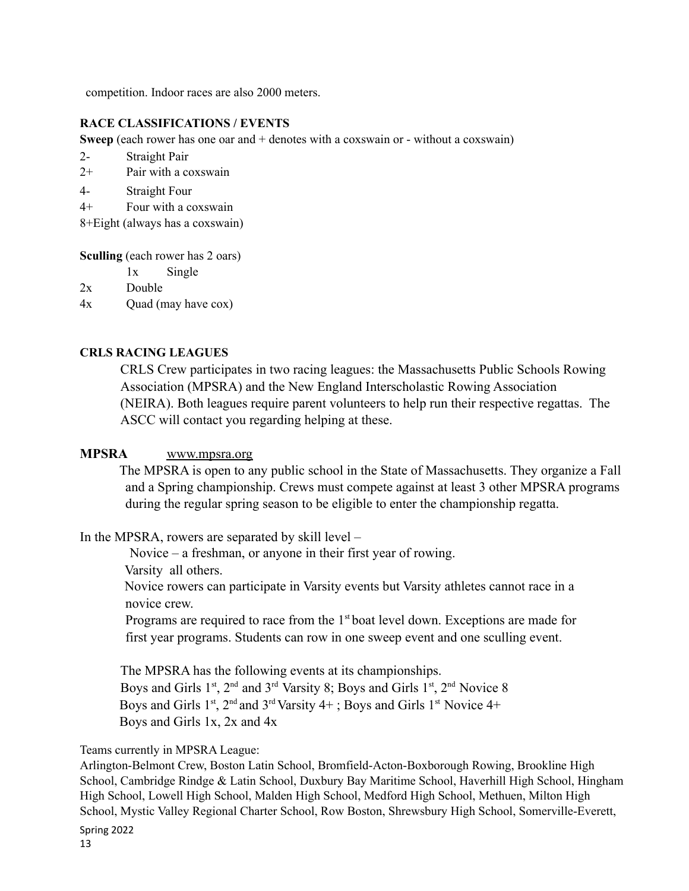competition. Indoor races are also 2000 meters.

**RACE CLASSIFICATIONS / EVENTS**

**Sweep** (each rower has one oar and + denotes with a coxswain or - without a coxswain)

2- Straight Pair
2+ Pair with a coxswain
4- Straight Four
4+ Four with a coxswain
8+Eight (always has a coxswain)

**Sculling** (each rower has 2 oars)

1x Single
2x Double
4x Quad (may have cox)

**CRLS RACING LEAGUES**

CRLS Crew participates in two racing leagues: the Massachusetts Public Schools Rowing Association (MPSRA) and the New England Interscholastic Rowing Association (NEIRA). Both leagues require parent volunteers to help run their respective regattas. The ASCC will contact you regarding helping at these.

**MPSRA** www.mpsra.org

The MPSRA is open to any public school in the State of Massachusetts. They organize a Fall and a Spring championship. Crews must compete against at least 3 other MPSRA programs during the regular spring season to be eligible to enter the championship regatta.

In the MPSRA, rowers are separated by skill level –

Novice – a freshman, or anyone in their first year of rowing.
Varsity all others.
Novice rowers can participate in Varsity events but Varsity athletes cannot race in a novice crew.
Programs are required to race from the 1st boat level down. Exceptions are made for first year programs. Students can row in one sweep event and one sculling event.

The MPSRA has the following events at its championships.
Boys and Girls 1st, 2nd and 3rd Varsity 8; Boys and Girls 1st, 2nd Novice 8
Boys and Girls 1st, 2nd and 3rd Varsity 4+ ; Boys and Girls 1st Novice 4+
Boys and Girls 1x, 2x and 4x

Teams currently in MPSRA League:

Arlington-Belmont Crew, Boston Latin School, Bromfield-Acton-Boxborough Rowing, Brookline High School, Cambridge Rindge & Latin School, Duxbury Bay Maritime School, Haverhill High School, Hingham High School, Lowell High School, Malden High School, Medford High School, Methuen, Milton High School, Mystic Valley Regional Charter School, Row Boston, Shrewsbury High School, Somerville-Everett,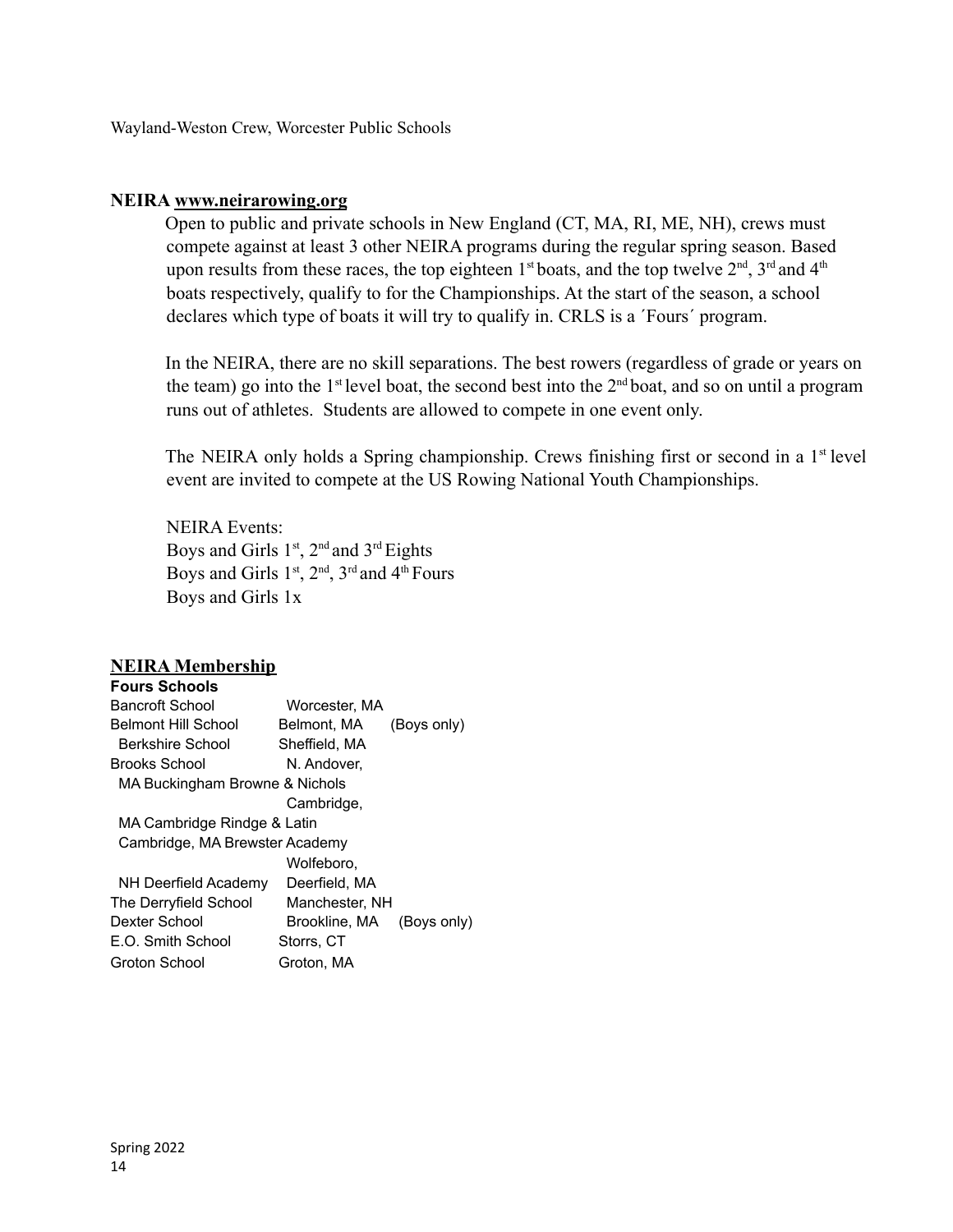Wayland-Weston Crew, Worcester Public Schools

**NEIRA www.neirarowing.org**

Open to public and private schools in New England (CT, MA, RI, ME, NH), crews must compete against at least 3 other NEIRA programs during the regular spring season. Based upon results from these races, the top eighteen 1st boats, and the top twelve 2nd, 3rd and 4th boats respectively, qualify to for the Championships. At the start of the season, a school declares which type of boats it will try to qualify in. CRLS is a ´Fours´ program.

In the NEIRA, there are no skill separations. The best rowers (regardless of grade or years on the team) go into the 1st level boat, the second best into the 2nd boat, and so on until a program runs out of athletes. Students are allowed to compete in one event only.

The NEIRA only holds a Spring championship. Crews finishing first or second in a 1st level event are invited to compete at the US Rowing National Youth Championships.

NEIRA Events:
Boys and Girls 1st, 2nd and 3rd Eights
Boys and Girls 1st, 2nd, 3rd and 4th Fours
Boys and Girls 1x

**NEIRA Membership**

**Fours Schools**

| School | Location | |
|---|---|---|
| Bancroft School | Worcester, MA | |
| Belmont Hill School | Belmont, MA | (Boys only) |
| Berkshire School | Sheffield, MA | |
| Brooks School | N. Andover, MA | |
| Buckingham Browne & Nichols | Cambridge, MA | |
| Cambridge Rindge & Latin | Cambridge, MA | |
| Brewster Academy | Wolfeboro, NH | |
| Deerfield Academy | Deerfield, MA | |
| The Derryfield School | Manchester, NH | |
| Dexter School | Brookline, MA | (Boys only) |
| E.O. Smith School | Storrs, CT | |
| Groton School | Groton, MA | |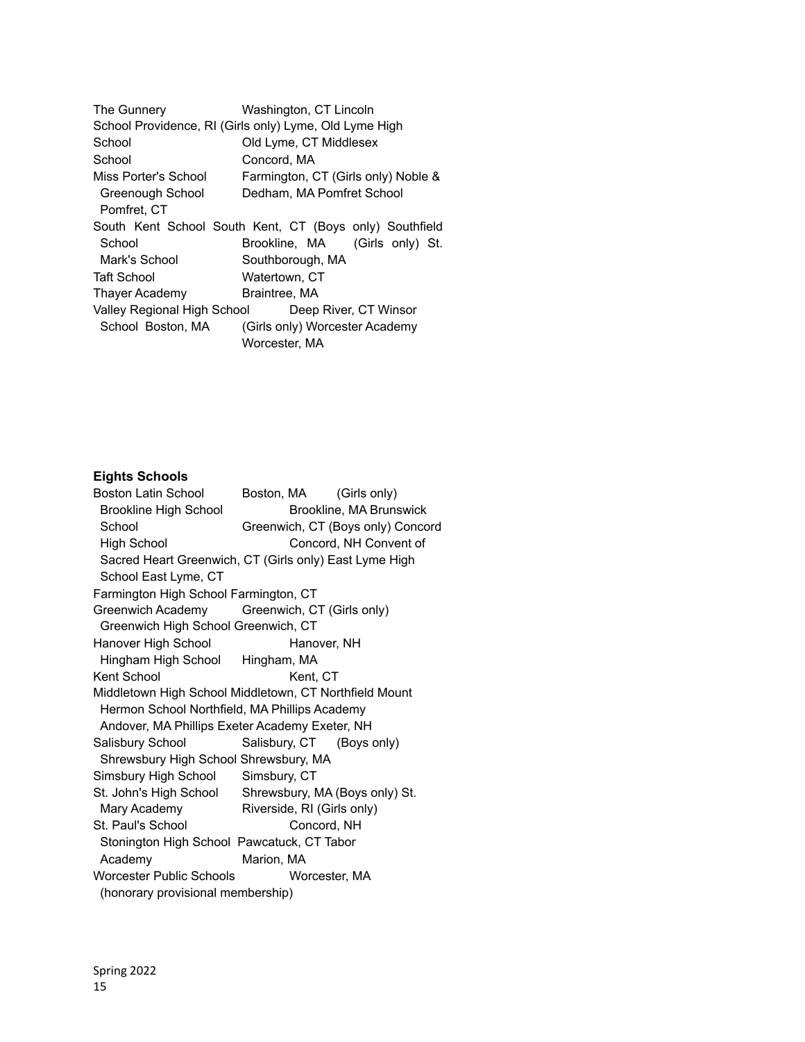The Gunnery Washington, CT Lincoln School Providence, RI (Girls only) Lyme, Old Lyme High School Old Lyme, CT Middlesex School Concord, MA
Miss Porter's School Farmington, CT (Girls only) Noble & Greenough School Dedham, MA Pomfret School Pomfret, CT
South Kent School South Kent, CT (Boys only) Southfield School Brookline, MA (Girls only) St. Mark's School Southborough, MA
Taft School Watertown, CT
Thayer Academy Braintree, MA
Valley Regional High School Deep River, CT Winsor School Boston, MA (Girls only) Worcester Academy Worcester, MA

**Eights Schools**

Boston Latin School Boston, MA (Girls only) Brookline High School Brookline, MA Brunswick School Greenwich, CT (Boys only) Concord High School Concord, NH Convent of Sacred Heart Greenwich, CT (Girls only) East Lyme High School East Lyme, CT
Farmington High School Farmington, CT
Greenwich Academy Greenwich, CT (Girls only) Greenwich High School Greenwich, CT
Hanover High School Hanover, NH Hingham High School Hingham, MA
Kent School Kent, CT
Middletown High School Middletown, CT Northfield Mount Hermon School Northfield, MA Phillips Academy Andover, MA Phillips Exeter Academy Exeter, NH
Salisbury School Salisbury, CT (Boys only) Shrewsbury High School Shrewsbury, MA
Simsbury High School Simsbury, CT
St. John's High School Shrewsbury, MA (Boys only) St. Mary Academy Riverside, RI (Girls only)
St. Paul's School Concord, NH Stonington High School Pawcatuck, CT Tabor Academy Marion, MA
Worcester Public Schools Worcester, MA (honorary provisional membership)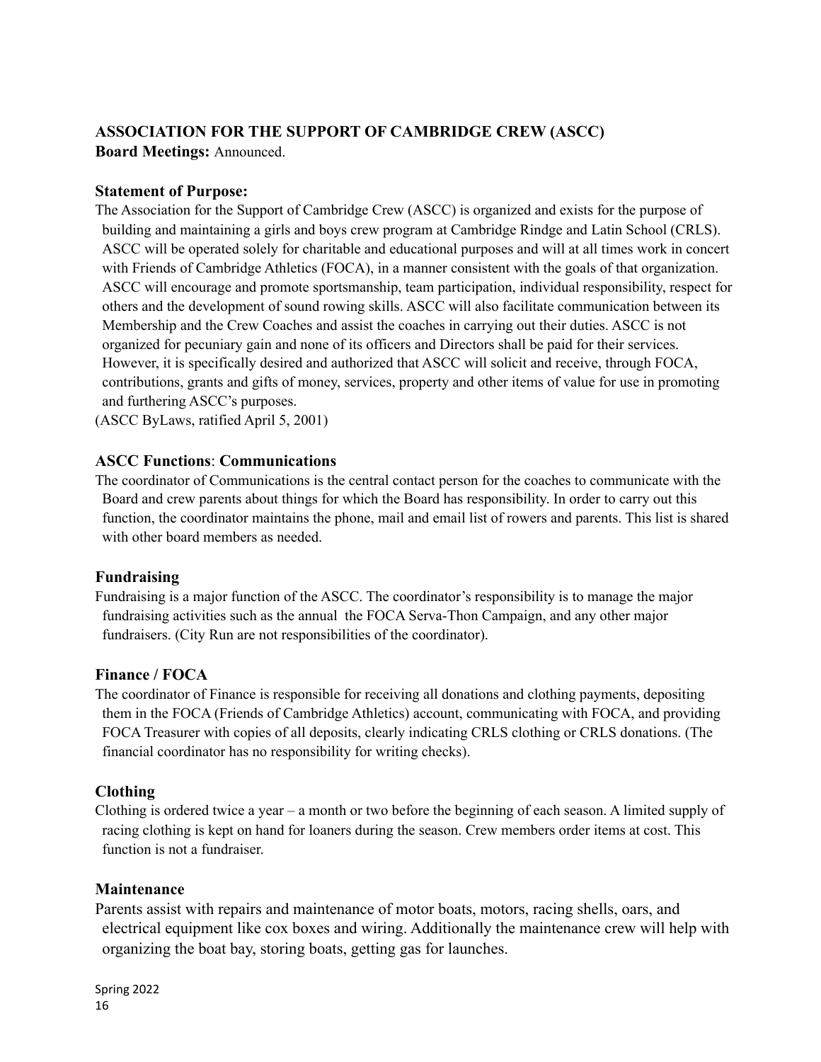**ASSOCIATION FOR THE SUPPORT OF CAMBRIDGE CREW (ASCC)**
**Board Meetings:** Announced.

**Statement of Purpose:**

The Association for the Support of Cambridge Crew (ASCC) is organized and exists for the purpose of building and maintaining a girls and boys crew program at Cambridge Rindge and Latin School (CRLS). ASCC will be operated solely for charitable and educational purposes and will at all times work in concert with Friends of Cambridge Athletics (FOCA), in a manner consistent with the goals of that organization. ASCC will encourage and promote sportsmanship, team participation, individual responsibility, respect for others and the development of sound rowing skills. ASCC will also facilitate communication between its Membership and the Crew Coaches and assist the coaches in carrying out their duties. ASCC is not organized for pecuniary gain and none of its officers and Directors shall be paid for their services. However, it is specifically desired and authorized that ASCC will solicit and receive, through FOCA, contributions, grants and gifts of money, services, property and other items of value for use in promoting and furthering ASCC's purposes.
(ASCC ByLaws, ratified April 5, 2001)

**ASCC Functions**: **Communications**

The coordinator of Communications is the central contact person for the coaches to communicate with the Board and crew parents about things for which the Board has responsibility. In order to carry out this function, the coordinator maintains the phone, mail and email list of rowers and parents. This list is shared with other board members as needed.

**Fundraising**

Fundraising is a major function of the ASCC. The coordinator's responsibility is to manage the major fundraising activities such as the annual the FOCA Serva-Thon Campaign, and any other major fundraisers. (City Run are not responsibilities of the coordinator).

**Finance / FOCA**

The coordinator of Finance is responsible for receiving all donations and clothing payments, depositing them in the FOCA (Friends of Cambridge Athletics) account, communicating with FOCA, and providing FOCA Treasurer with copies of all deposits, clearly indicating CRLS clothing or CRLS donations. (The financial coordinator has no responsibility for writing checks).

**Clothing**

Clothing is ordered twice a year – a month or two before the beginning of each season. A limited supply of racing clothing is kept on hand for loaners during the season. Crew members order items at cost. This function is not a fundraiser.

**Maintenance**

Parents assist with repairs and maintenance of motor boats, motors, racing shells, oars, and electrical equipment like cox boxes and wiring. Additionally the maintenance crew will help with organizing the boat bay, storing boats, getting gas for launches.

Spring 2022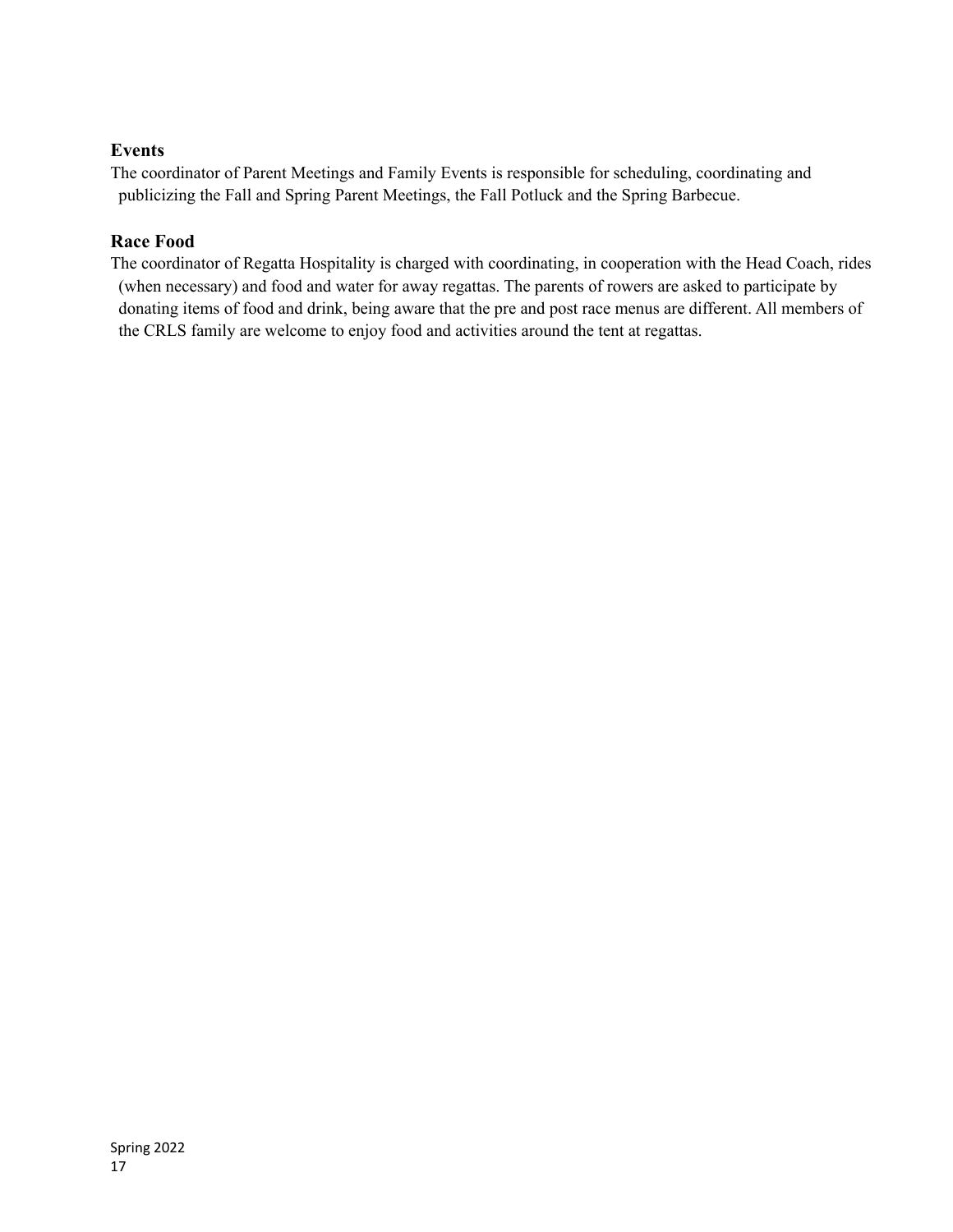### Events

The coordinator of Parent Meetings and Family Events is responsible for scheduling, coordinating and publicizing the Fall and Spring Parent Meetings, the Fall Potluck and the Spring Barbecue.

### Race Food

The coordinator of Regatta Hospitality is charged with coordinating, in cooperation with the Head Coach, rides (when necessary) and food and water for away regattas. The parents of rowers are asked to participate by donating items of food and drink, being aware that the pre and post race menus are different. All members of the CRLS family are welcome to enjoy food and activities around the tent at regattas.